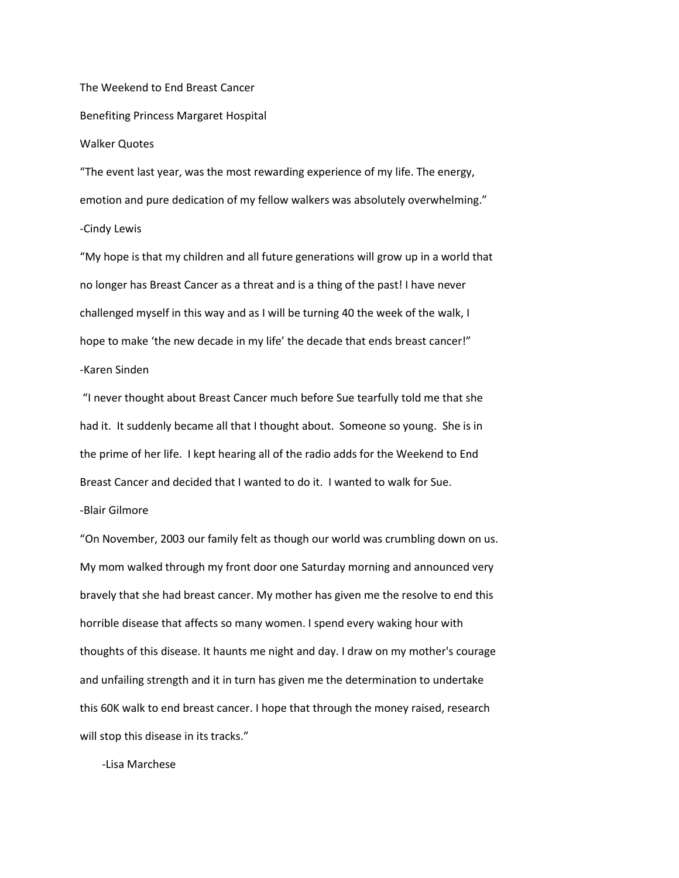The Weekend to End Breast Cancer

Benefiting Princess Margaret Hospital

Walker Quotes

"The event last year, was the most rewarding experience of my life. The energy, emotion and pure dedication of my fellow walkers was absolutely overwhelming."

-Cindy Lewis

"My hope is that my children and all future generations will grow up in a world that no longer has Breast Cancer as a threat and is a thing of the past! I have never challenged myself in this way and as I will be turning 40 the week of the walk, I hope to make 'the new decade in my life' the decade that ends breast cancer!"

-Karen Sinden

"I never thought about Breast Cancer much before Sue tearfully told me that she had it. It suddenly became all that I thought about. Someone so young. She is in the prime of her life. I kept hearing all of the radio adds for the Weekend to End Breast Cancer and decided that I wanted to do it. I wanted to walk for Sue.

-Blair Gilmore

"On November, 2003 our family felt as though our world was crumbling down on us. My mom walked through my front door one Saturday morning and announced very bravely that she had breast cancer. My mother has given me the resolve to end this horrible disease that affects so many women. I spend every waking hour with thoughts of this disease. It haunts me night and day. I draw on my mother's courage and unfailing strength and it in turn has given me the determination to undertake this 60K walk to end breast cancer. I hope that through the money raised, research will stop this disease in its tracks."

-Lisa Marchese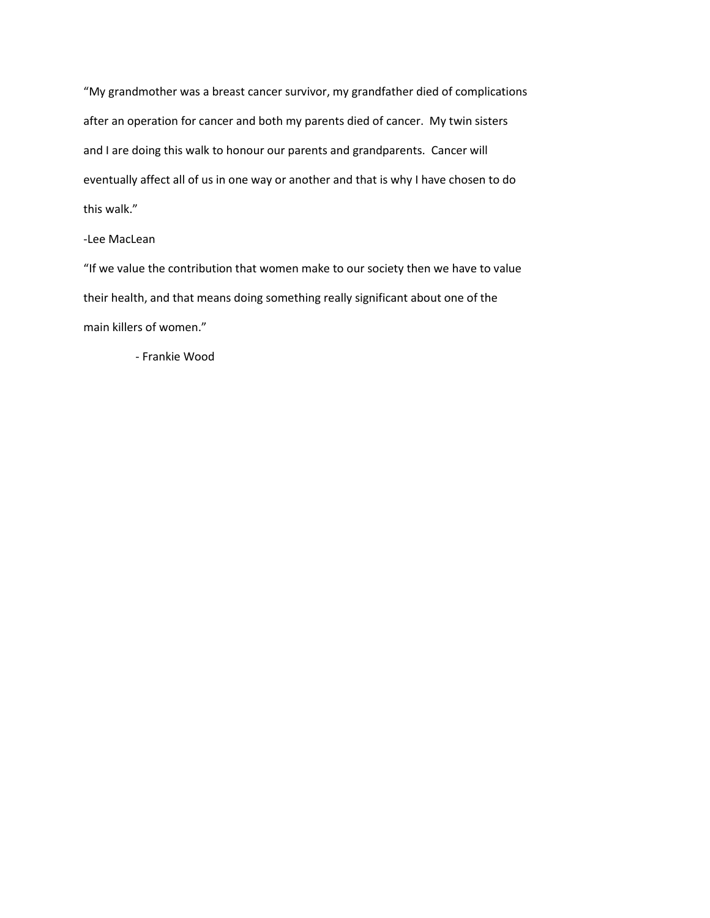"My grandmother was a breast cancer survivor, my grandfather died of complications after an operation for cancer and both my parents died of cancer. My twin sisters and I are doing this walk to honour our parents and grandparents. Cancer will eventually affect all of us in one way or another and that is why I have chosen to do this walk."

-Lee MacLean

"If we value the contribution that women make to our society then we have to value their health, and that means doing something really significant about one of the main killers of women."

- Frankie Wood